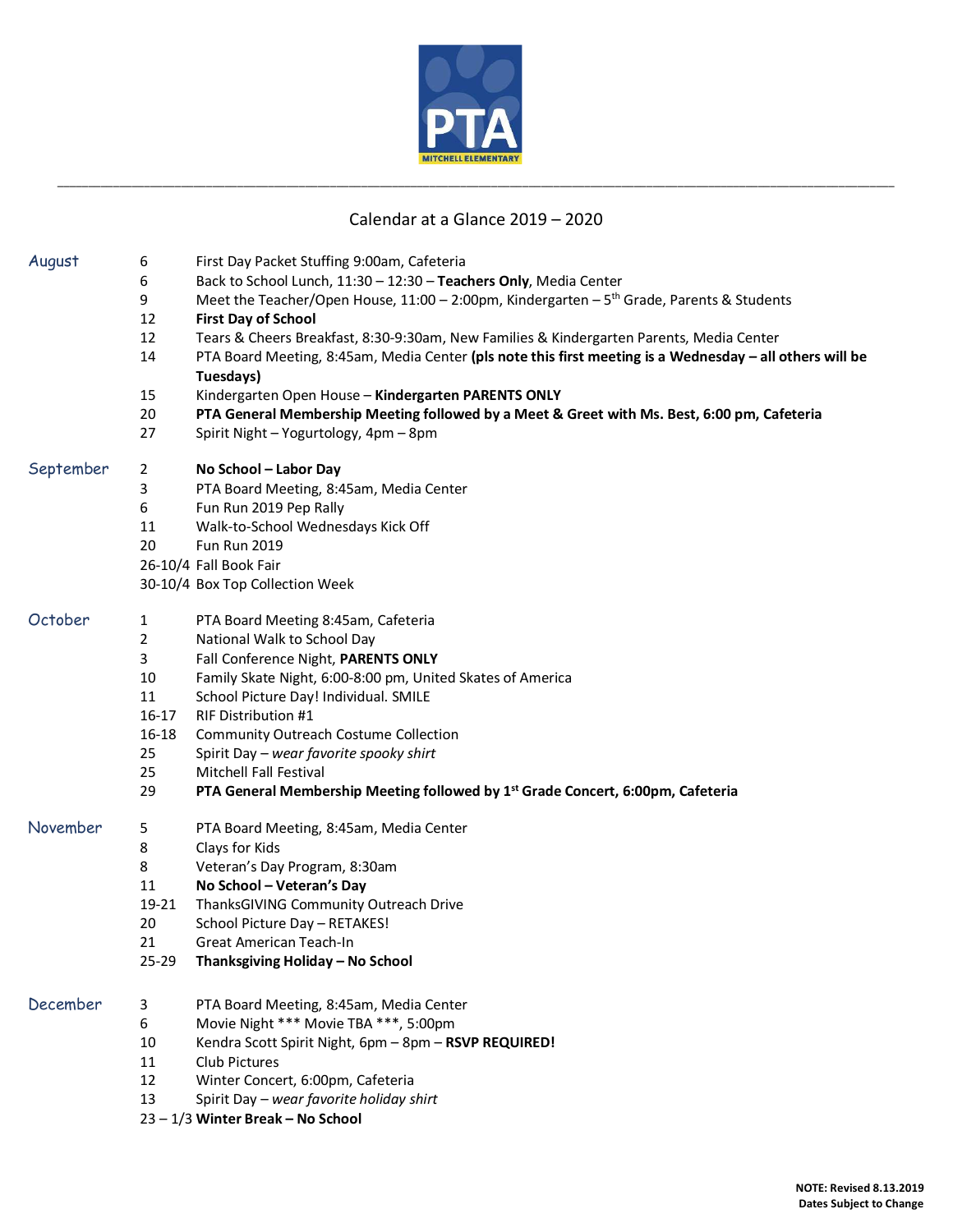PTA

MITCHELL ELEMENTARY

---

## Calendar at a Glance 2019 – 2020

| Month | Date | Event |
|---|---|---|
| August | 6 | First Day Packet Stuffing 9:00am, Cafeteria |
| | 6 | Back to School Lunch, 11:30 – 12:30 – **Teachers Only**, Media Center |
| | 9 | Meet the Teacher/Open House, 11:00 – 2:00pm, Kindergarten – 5th Grade, Parents & Students |
| | 12 | **First Day of School** |
| | 12 | Tears & Cheers Breakfast, 8:30-9:30am, New Families & Kindergarten Parents, Media Center |
| | 14 | PTA Board Meeting, 8:45am, Media Center **(pls note this first meeting is a Wednesday – all others will be Tuesdays)** |
| | 15 | Kindergarten Open House – **Kindergarten PARENTS ONLY** |
| | 20 | **PTA General Membership Meeting followed by a Meet & Greet with Ms. Best, 6:00 pm, Cafeteria** |
| | 27 | Spirit Night – Yogurtology, 4pm – 8pm |
| September | 2 | **No School – Labor Day** |
| | 3 | PTA Board Meeting, 8:45am, Media Center |
| | 6 | Fun Run 2019 Pep Rally |
| | 11 | Walk-to-School Wednesdays Kick Off |
| | 20 | Fun Run 2019 |
| | 26-10/4 | Fall Book Fair |
| | 30-10/4 | Box Top Collection Week |
| October | 1 | PTA Board Meeting 8:45am, Cafeteria |
| | 2 | National Walk to School Day |
| | 3 | Fall Conference Night, **PARENTS ONLY** |
| | 10 | Family Skate Night, 6:00-8:00 pm, United Skates of America |
| | 11 | School Picture Day! Individual. SMILE |
| | 16-17 | RIF Distribution #1 |
| | 16-18 | Community Outreach Costume Collection |
| | 25 | Spirit Day – *wear favorite spooky shirt* |
| | 25 | Mitchell Fall Festival |
| | 29 | **PTA General Membership Meeting followed by 1st Grade Concert, 6:00pm, Cafeteria** |
| November | 5 | PTA Board Meeting, 8:45am, Media Center |
| | 8 | Clays for Kids |
| | 8 | Veteran's Day Program, 8:30am |
| | 11 | **No School – Veteran's Day** |
| | 19-21 | ThanksGIVING Community Outreach Drive |
| | 20 | School Picture Day – RETAKES! |
| | 21 | Great American Teach-In |
| | 25-29 | **Thanksgiving Holiday – No School** |
| December | 3 | PTA Board Meeting, 8:45am, Media Center |
| | 6 | Movie Night *** Movie TBA ***, 5:00pm |
| | 10 | Kendra Scott Spirit Night, 6pm – 8pm – **RSVP REQUIRED!** |
| | 11 | Club Pictures |
| | 12 | Winter Concert, 6:00pm, Cafeteria |
| | 13 | Spirit Day – *wear favorite holiday shirt* |
| | 23 – 1/3 | **Winter Break – No School** |

**NOTE: Revised 8.13.2019**
**Dates Subject to Change**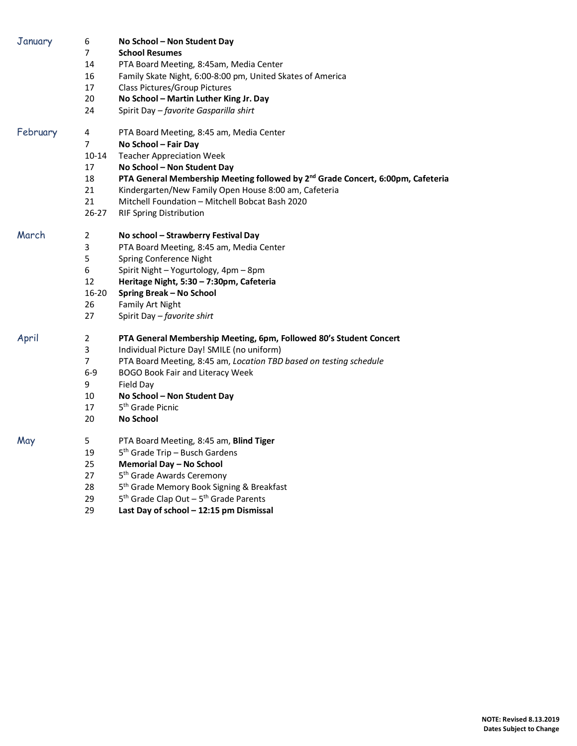| | | |
|---|---|---|
| January | 6 | **No School – Non Student Day** |
| | 7 | **School Resumes** |
| | 14 | PTA Board Meeting, 8:45am, Media Center |
| | 16 | Family Skate Night, 6:00-8:00 pm, United Skates of America |
| | 17 | Class Pictures/Group Pictures |
| | 20 | **No School – Martin Luther King Jr. Day** |
| | 24 | Spirit Day – *favorite Gasparilla shirt* |
| February | 4 | PTA Board Meeting, 8:45 am, Media Center |
| | 7 | **No School – Fair Day** |
| | 10-14 | Teacher Appreciation Week |
| | 17 | **No School – Non Student Day** |
| | 18 | **PTA General Membership Meeting followed by 2nd Grade Concert, 6:00pm, Cafeteria** |
| | 21 | Kindergarten/New Family Open House 8:00 am, Cafeteria |
| | 21 | Mitchell Foundation – Mitchell Bobcat Bash 2020 |
| | 26-27 | RIF Spring Distribution |
| March | 2 | **No school – Strawberry Festival Day** |
| | 3 | PTA Board Meeting, 8:45 am, Media Center |
| | 5 | Spring Conference Night |
| | 6 | Spirit Night – Yogurtology, 4pm – 8pm |
| | 12 | **Heritage Night, 5:30 – 7:30pm, Cafeteria** |
| | 16-20 | **Spring Break – No School** |
| | 26 | Family Art Night |
| | 27 | Spirit Day – *favorite shirt* |
| April | 2 | **PTA General Membership Meeting, 6pm, Followed 80's Student Concert** |
| | 3 | Individual Picture Day! SMILE (no uniform) |
| | 7 | PTA Board Meeting, 8:45 am, *Location TBD based on testing schedule* |
| | 6-9 | BOGO Book Fair and Literacy Week |
| | 9 | Field Day |
| | 10 | **No School – Non Student Day** |
| | 17 | 5th Grade Picnic |
| | 20 | **No School** |
| May | 5 | PTA Board Meeting, 8:45 am, **Blind Tiger** |
| | 19 | 5th Grade Trip – Busch Gardens |
| | 25 | **Memorial Day – No School** |
| | 27 | 5th Grade Awards Ceremony |
| | 28 | 5th Grade Memory Book Signing & Breakfast |
| | 29 | 5th Grade Clap Out – 5th Grade Parents |
| | 29 | **Last Day of school – 12:15 pm Dismissal** |

**NOTE: Revised 8.13.2019**
**Dates Subject to Change**